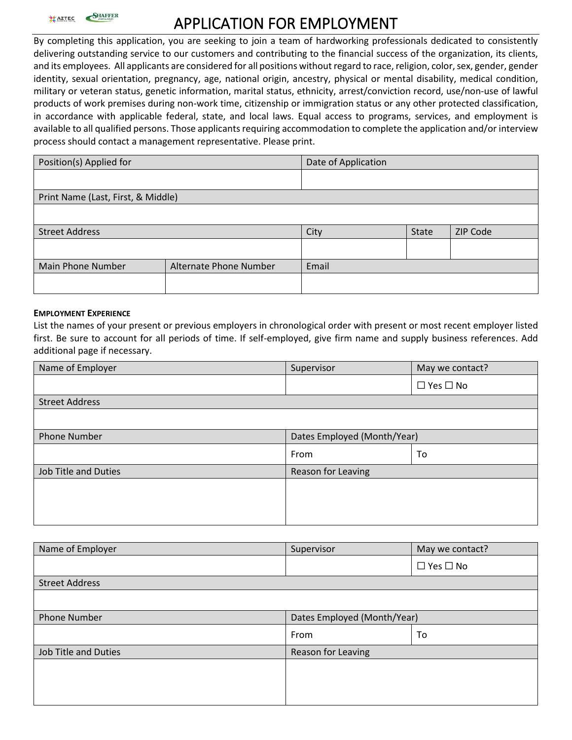# APPLICATION FOR EMPLOYMENT

By completing this application, you are seeking to join a team of hardworking professionals dedicated to consistently delivering outstanding service to our customers and contributing to the financial success of the organization, its clients, and its employees. All applicants are considered for all positions without regard to race, religion, color, sex, gender, gender identity, sexual orientation, pregnancy, age, national origin, ancestry, physical or mental disability, medical condition, military or veteran status, genetic information, marital status, ethnicity, arrest/conviction record, use/non-use of lawful products of work premises during non-work time, citizenship or immigration status or any other protected classification, in accordance with applicable federal, state, and local laws. Equal access to programs, services, and employment is available to all qualified persons. Those applicants requiring accommodation to complete the application and/or interview process should contact a management representative. Please print.

| Position(s) Applied for | | Date of Application | | |
|---|---|---|---|---|
| | | | | |
| Print Name (Last, First, & Middle) | | | | |
| | | | | |
| Street Address | | City | State | ZIP Code |
| | | | | |
| Main Phone Number | Alternate Phone Number | Email | | |
| | | | | |

**EMPLOYMENT EXPERIENCE**

List the names of your present or previous employers in chronological order with present or most recent employer listed first. Be sure to account for all periods of time. If self-employed, give firm name and supply business references. Add additional page if necessary.

| Name of Employer | Supervisor | May we contact? |
|---|---|---|
| | | ☐ Yes ☐ No |
| Street Address | | |
| | | |
| Phone Number | Dates Employed (Month/Year) | |
| | From | To |
| Job Title and Duties | Reason for Leaving | |
| | | |

| Name of Employer | Supervisor | May we contact? |
|---|---|---|
| | | ☐ Yes ☐ No |
| Street Address | | |
| | | |
| Phone Number | Dates Employed (Month/Year) | |
| | From | To |
| Job Title and Duties | Reason for Leaving | |
| | | |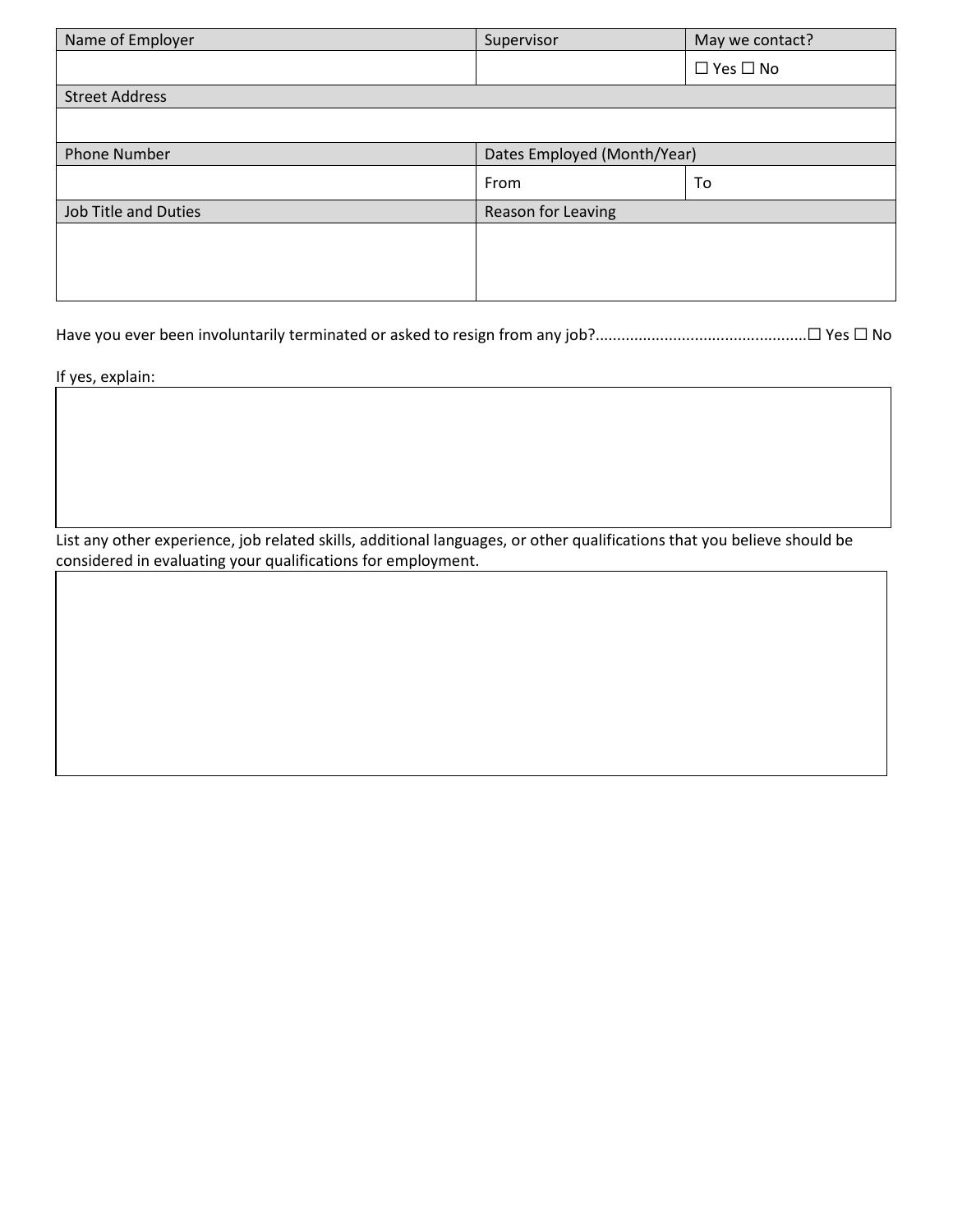| Name of Employer | Supervisor | May we contact? |
| --- | --- | --- |
| | | ☐ Yes ☐ No |
| Street Address | | |
| | | |
| Phone Number | Dates Employed (Month/Year) | |
| | From | To |
| Job Title and Duties | Reason for Leaving | |
| | | |

Have you ever been involuntarily terminated or asked to resign from any job?................................................☐ Yes ☐ No

If yes, explain:

List any other experience, job related skills, additional languages, or other qualifications that you believe should be considered in evaluating your qualifications for employment.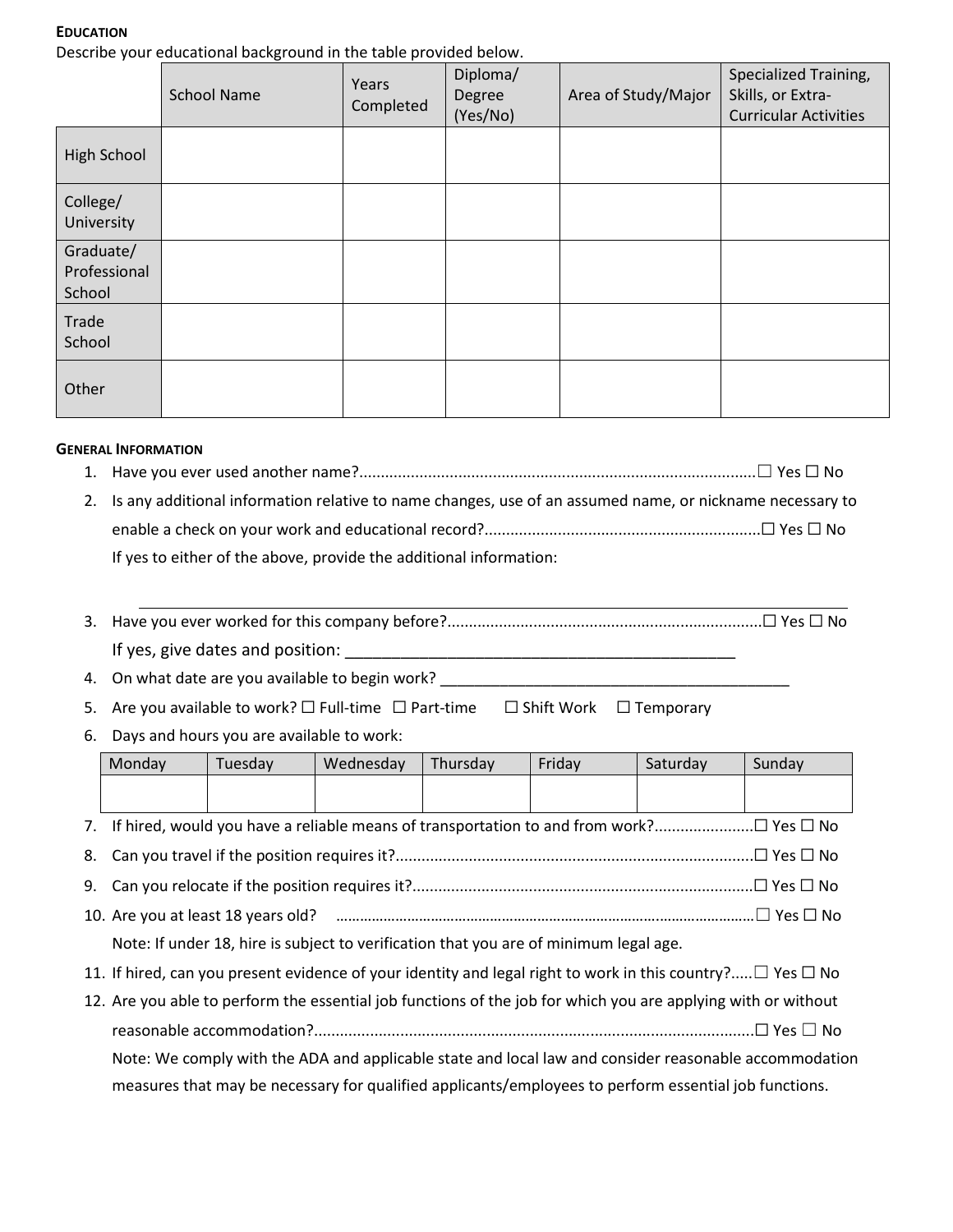## EDUCATION

Describe your educational background in the table provided below.

| | School Name | Years Completed | Diploma/ Degree (Yes/No) | Area of Study/Major | Specialized Training, Skills, or Extra-Curricular Activities |
|---|---|---|---|---|---|
| High School | | | | | |
| College/ University | | | | | |
| Graduate/ Professional School | | | | | |
| Trade School | | | | | |
| Other | | | | | |

## GENERAL INFORMATION

1. Have you ever used another name?.......................................................................................☐ Yes ☐ No
2. Is any additional information relative to name changes, use of an assumed name, or nickname necessary to enable a check on your work and educational record?................................................................☐ Yes ☐ No

   If yes to either of the above, provide the additional information:

   ___________________________________________________________________________

3. Have you ever worked for this company before?.........................................................................☐ Yes ☐ No

   If yes, give dates and position: _______________________________________________

4. On what date are you available to begin work? ___________________________________________
5. Are you available to work? ☐ Full-time ☐ Part-time ☐ Shift Work ☐ Temporary
6. Days and hours you are available to work:

| Monday | Tuesday | Wednesday | Thursday | Friday | Saturday | Sunday |
|---|---|---|---|---|---|---|
| | | | | | | |

7. If hired, would you have a reliable means of transportation to and from work?.......................☐ Yes ☐ No
8. Can you travel if the position requires it?...................................................................................☐ Yes ☐ No
9. Can you relocate if the position requires it?...............................................................................☐ Yes ☐ No
10. Are you at least 18 years old? ........................................................................................................☐ Yes ☐ No

    Note: If under 18, hire is subject to verification that you are of minimum legal age.

11. If hired, can you present evidence of your identity and legal right to work in this country?.....☐ Yes ☐ No
12. Are you able to perform the essential job functions of the job for which you are applying with or without reasonable accommodation?.....................................................................................................☐ Yes ☐ No

    Note: We comply with the ADA and applicable state and local law and consider reasonable accommodation measures that may be necessary for qualified applicants/employees to perform essential job functions.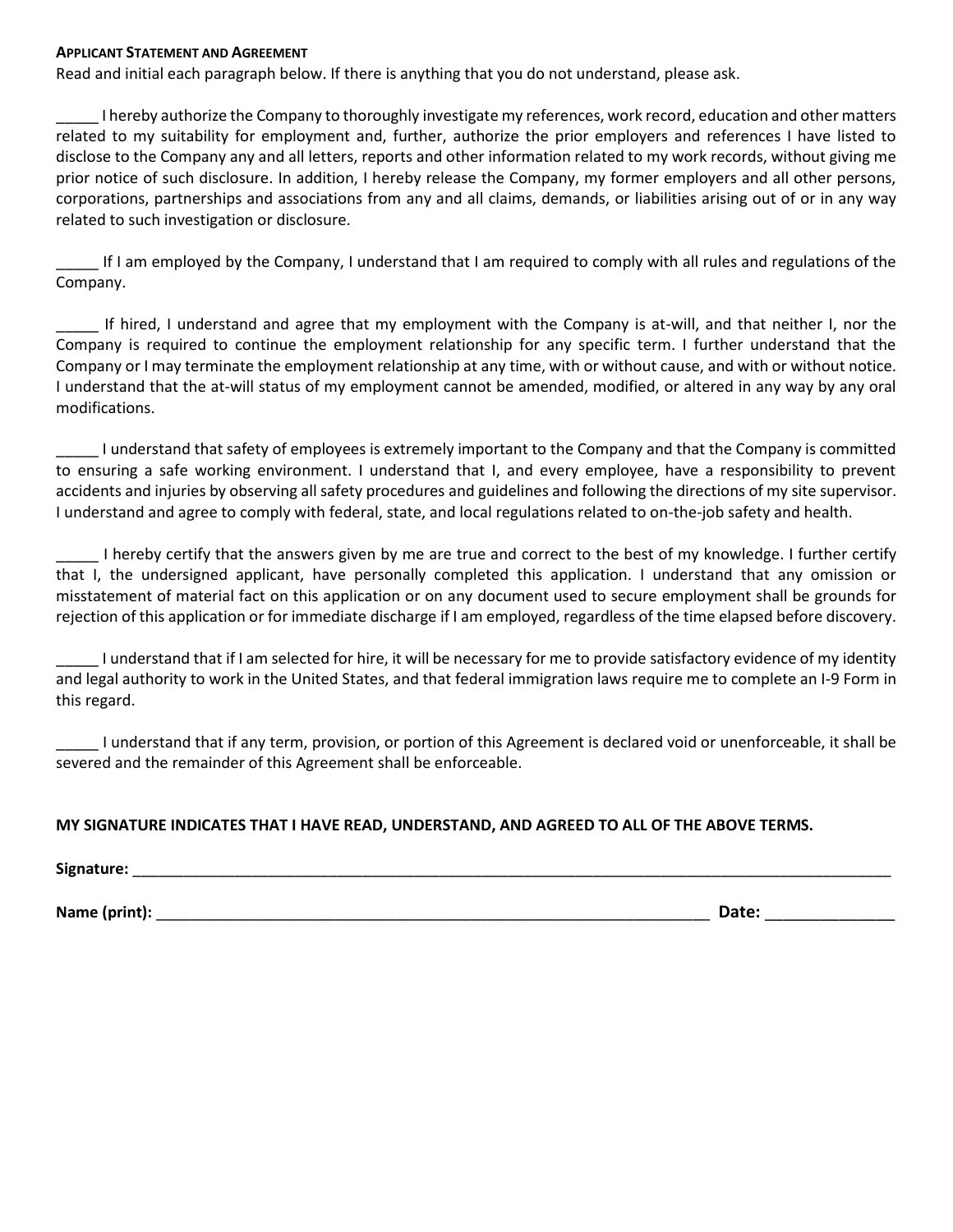**APPLICANT STATEMENT AND AGREEMENT**

Read and initial each paragraph below. If there is anything that you do not understand, please ask.

_____ I hereby authorize the Company to thoroughly investigate my references, work record, education and other matters related to my suitability for employment and, further, authorize the prior employers and references I have listed to disclose to the Company any and all letters, reports and other information related to my work records, without giving me prior notice of such disclosure. In addition, I hereby release the Company, my former employers and all other persons, corporations, partnerships and associations from any and all claims, demands, or liabilities arising out of or in any way related to such investigation or disclosure.

_____ If I am employed by the Company, I understand that I am required to comply with all rules and regulations of the Company.

_____ If hired, I understand and agree that my employment with the Company is at-will, and that neither I, nor the Company is required to continue the employment relationship for any specific term. I further understand that the Company or I may terminate the employment relationship at any time, with or without cause, and with or without notice. I understand that the at-will status of my employment cannot be amended, modified, or altered in any way by any oral modifications.

_____ I understand that safety of employees is extremely important to the Company and that the Company is committed to ensuring a safe working environment. I understand that I, and every employee, have a responsibility to prevent accidents and injuries by observing all safety procedures and guidelines and following the directions of my site supervisor. I understand and agree to comply with federal, state, and local regulations related to on-the-job safety and health.

_____ I hereby certify that the answers given by me are true and correct to the best of my knowledge. I further certify that I, the undersigned applicant, have personally completed this application. I understand that any omission or misstatement of material fact on this application or on any document used to secure employment shall be grounds for rejection of this application or for immediate discharge if I am employed, regardless of the time elapsed before discovery.

_____ I understand that if I am selected for hire, it will be necessary for me to provide satisfactory evidence of my identity and legal authority to work in the United States, and that federal immigration laws require me to complete an I-9 Form in this regard.

_____ I understand that if any term, provision, or portion of this Agreement is declared void or unenforceable, it shall be severed and the remainder of this Agreement shall be enforceable.

**MY SIGNATURE INDICATES THAT I HAVE READ, UNDERSTAND, AND AGREED TO ALL OF THE ABOVE TERMS.**

**Signature:** ____________________________________________________________________________________________

**Name (print):** ___________________________________________________________________ **Date:** _______________